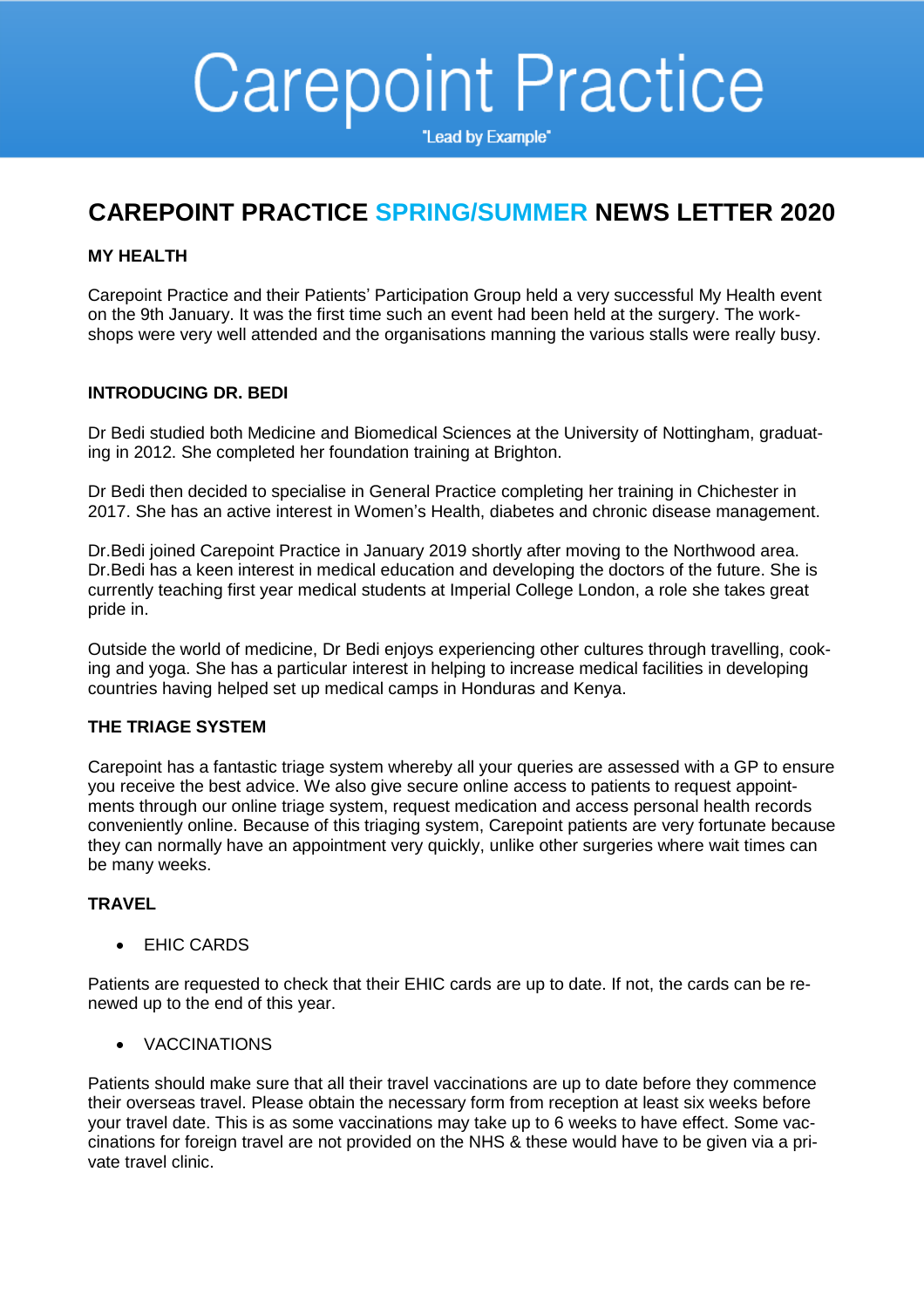# Carepoint Practice

"Lead by Example"

## CAREPOINT PRACTICE SPRING/SUMMER NEWS LETTER 2020

### MY HEALTH

Carepoint Practice and their Patients' Participation Group held a very successful My Health event on the 9th January. It was the first time such an event had been held at the surgery. The workshops were very well attended and the organisations manning the various stalls were really busy.

### INTRODUCING DR. BEDI

Dr Bedi studied both Medicine and Biomedical Sciences at the University of Nottingham, graduating in 2012. She completed her foundation training at Brighton.

Dr Bedi then decided to specialise in General Practice completing her training in Chichester in 2017. She has an active interest in Women's Health, diabetes and chronic disease management.

Dr.Bedi joined Carepoint Practice in January 2019 shortly after moving to the Northwood area. Dr.Bedi has a keen interest in medical education and developing the doctors of the future. She is currently teaching first year medical students at Imperial College London, a role she takes great pride in.

Outside the world of medicine, Dr Bedi enjoys experiencing other cultures through travelling, cooking and yoga. She has a particular interest in helping to increase medical facilities in developing countries having helped set up medical camps in Honduras and Kenya.

### THE TRIAGE SYSTEM

Carepoint has a fantastic triage system whereby all your queries are assessed with a GP to ensure you receive the best advice. We also give secure online access to patients to request appointments through our online triage system, request medication and access personal health records conveniently online. Because of this triaging system, Carepoint patients are very fortunate because they can normally have an appointment very quickly, unlike other surgeries where wait times can be many weeks.

### TRAVEL

- EHIC CARDS

Patients are requested to check that their EHIC cards are up to date. If not, the cards can be renewed up to the end of this year.

- VACCINATIONS

Patients should make sure that all their travel vaccinations are up to date before they commence their overseas travel. Please obtain the necessary form from reception at least six weeks before your travel date. This is as some vaccinations may take up to 6 weeks to have effect. Some vaccinations for foreign travel are not provided on the NHS & these would have to be given via a private travel clinic.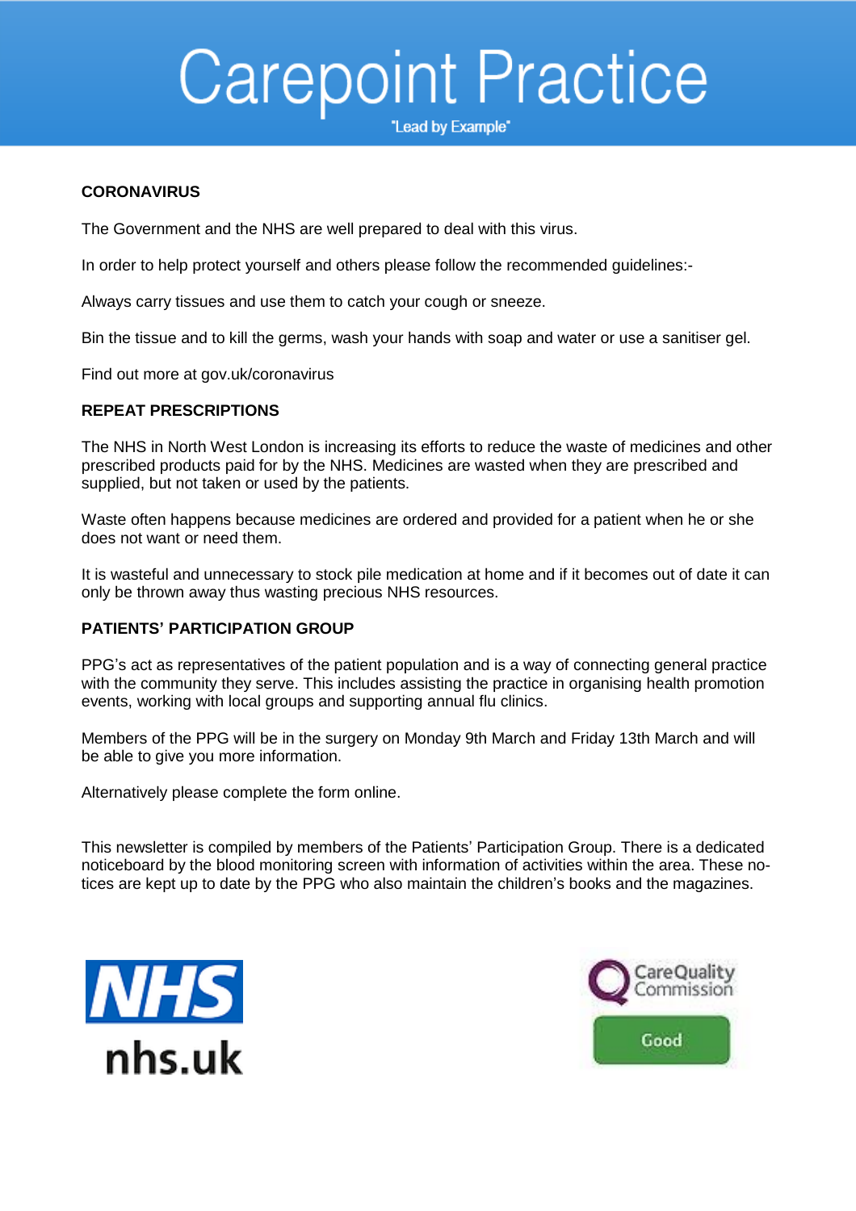# Carepoint Practice

"Lead by Example"

**CORONAVIRUS**

The Government and the NHS are well prepared to deal with this virus.

In order to help protect yourself and others please follow the recommended guidelines:-

Always carry tissues and use them to catch your cough or sneeze.

Bin the tissue and to kill the germs, wash your hands with soap and water or use a sanitiser gel.

Find out more at gov.uk/coronavirus

**REPEAT PRESCRIPTIONS**

The NHS in North West London is increasing its efforts to reduce the waste of medicines and other prescribed products paid for by the NHS. Medicines are wasted when they are prescribed and supplied, but not taken or used by the patients.

Waste often happens because medicines are ordered and provided for a patient when he or she does not want or need them.

It is wasteful and unnecessary to stock pile medication at home and if it becomes out of date it can only be thrown away thus wasting precious NHS resources.

**PATIENTS' PARTICIPATION GROUP**

PPG's act as representatives of the patient population and is a way of connecting general practice with the community they serve. This includes assisting the practice in organising health promotion events, working with local groups and supporting annual flu clinics.

Members of the PPG will be in the surgery on Monday 9th March and Friday 13th March and will be able to give you more information.

Alternatively please complete the form online.

This newsletter is compiled by members of the Patients' Participation Group. There is a dedicated noticeboard by the blood monitoring screen with information of activities within the area. These notices are kept up to date by the PPG who also maintain the children's books and the magazines.

NHS
nhs.uk

CareQuality Commission
Good